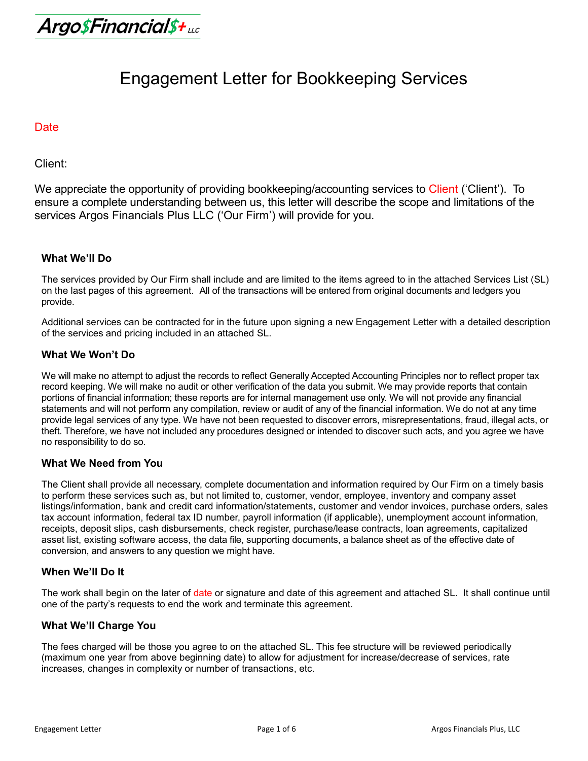Argo$Financial$+ LLC

# Engagement Letter for Bookkeeping Services

Date

Client:

We appreciate the opportunity of providing bookkeeping/accounting services to Client ('Client'). To ensure a complete understanding between us, this letter will describe the scope and limitations of the services Argos Financials Plus LLC ('Our Firm') will provide for you.

### What We'll Do

The services provided by Our Firm shall include and are limited to the items agreed to in the attached Services List (SL) on the last pages of this agreement. All of the transactions will be entered from original documents and ledgers you provide.

Additional services can be contracted for in the future upon signing a new Engagement Letter with a detailed description of the services and pricing included in an attached SL.

### What We Won't Do

We will make no attempt to adjust the records to reflect Generally Accepted Accounting Principles nor to reflect proper tax record keeping. We will make no audit or other verification of the data you submit. We may provide reports that contain portions of financial information; these reports are for internal management use only. We will not provide any financial statements and will not perform any compilation, review or audit of any of the financial information. We do not at any time provide legal services of any type. We have not been requested to discover errors, misrepresentations, fraud, illegal acts, or theft. Therefore, we have not included any procedures designed or intended to discover such acts, and you agree we have no responsibility to do so.

### What We Need from You

The Client shall provide all necessary, complete documentation and information required by Our Firm on a timely basis to perform these services such as, but not limited to, customer, vendor, employee, inventory and company asset listings/information, bank and credit card information/statements, customer and vendor invoices, purchase orders, sales tax account information, federal tax ID number, payroll information (if applicable), unemployment account information, receipts, deposit slips, cash disbursements, check register, purchase/lease contracts, loan agreements, capitalized asset list, existing software access, the data file, supporting documents, a balance sheet as of the effective date of conversion, and answers to any question we might have.

### When We'll Do It

The work shall begin on the later of date or signature and date of this agreement and attached SL. It shall continue until one of the party's requests to end the work and terminate this agreement.

### What We'll Charge You

The fees charged will be those you agree to on the attached SL. This fee structure will be reviewed periodically (maximum one year from above beginning date) to allow for adjustment for increase/decrease of services, rate increases, changes in complexity or number of transactions, etc.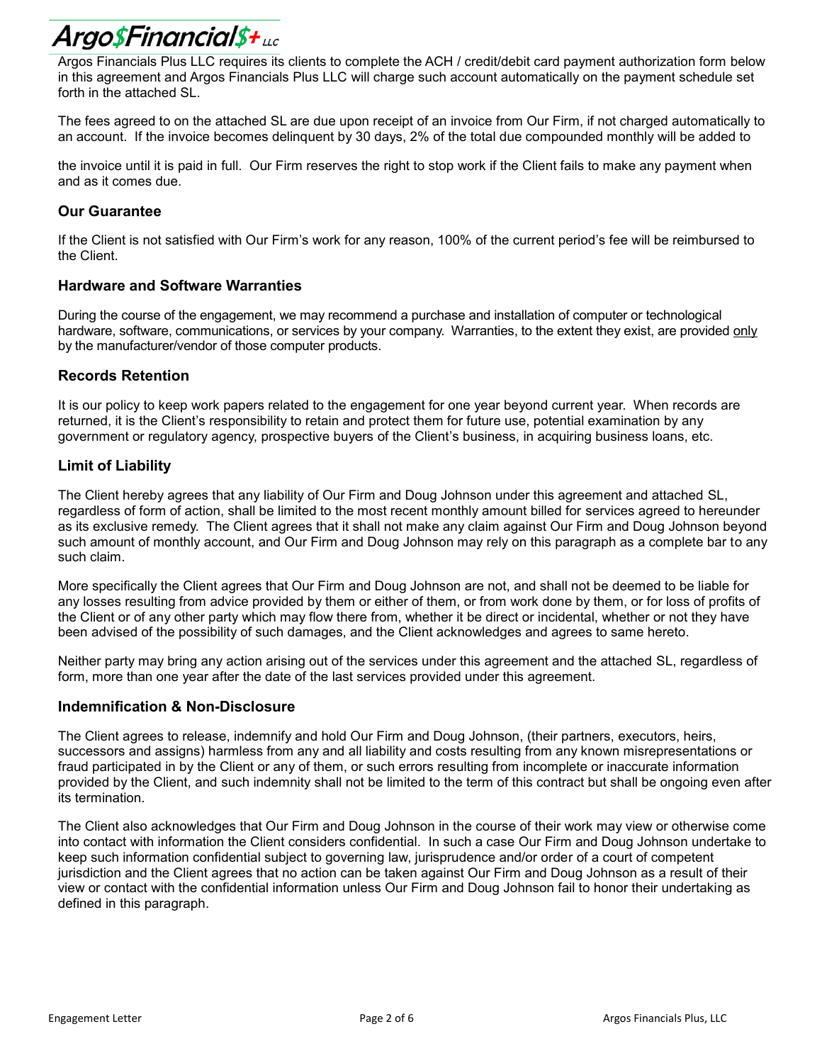Argos Financials Plus LLC requires its clients to complete the ACH / credit/debit card payment authorization form below in this agreement and Argos Financials Plus LLC will charge such account automatically on the payment schedule set forth in the attached SL.

The fees agreed to on the attached SL are due upon receipt of an invoice from Our Firm, if not charged automatically to an account. If the invoice becomes delinquent by 30 days, 2% of the total due compounded monthly will be added to the invoice until it is paid in full. Our Firm reserves the right to stop work if the Client fails to make any payment when and as it comes due.

### Our Guarantee

If the Client is not satisfied with Our Firm's work for any reason, 100% of the current period's fee will be reimbursed to the Client.

### Hardware and Software Warranties

During the course of the engagement, we may recommend a purchase and installation of computer or technological hardware, software, communications, or services by your company. Warranties, to the extent they exist, are provided only by the manufacturer/vendor of those computer products.

### Records Retention

It is our policy to keep work papers related to the engagement for one year beyond current year. When records are returned, it is the Client's responsibility to retain and protect them for future use, potential examination by any government or regulatory agency, prospective buyers of the Client's business, in acquiring business loans, etc.

### Limit of Liability

The Client hereby agrees that any liability of Our Firm and Doug Johnson under this agreement and attached SL, regardless of form of action, shall be limited to the most recent monthly amount billed for services agreed to hereunder as its exclusive remedy. The Client agrees that it shall not make any claim against Our Firm and Doug Johnson beyond such amount of monthly account, and Our Firm and Doug Johnson may rely on this paragraph as a complete bar to any such claim.

More specifically the Client agrees that Our Firm and Doug Johnson are not, and shall not be deemed to be liable for any losses resulting from advice provided by them or either of them, or from work done by them, or for loss of profits of the Client or of any other party which may flow there from, whether it be direct or incidental, whether or not they have been advised of the possibility of such damages, and the Client acknowledges and agrees to same hereto.

Neither party may bring any action arising out of the services under this agreement and the attached SL, regardless of form, more than one year after the date of the last services provided under this agreement.

### Indemnification & Non-Disclosure

The Client agrees to release, indemnify and hold Our Firm and Doug Johnson, (their partners, executors, heirs, successors and assigns) harmless from any and all liability and costs resulting from any known misrepresentations or fraud participated in by the Client or any of them, or such errors resulting from incomplete or inaccurate information provided by the Client, and such indemnity shall not be limited to the term of this contract but shall be ongoing even after its termination.

The Client also acknowledges that Our Firm and Doug Johnson in the course of their work may view or otherwise come into contact with information the Client considers confidential. In such a case Our Firm and Doug Johnson undertake to keep such information confidential subject to governing law, jurisprudence and/or order of a court of competent jurisdiction and the Client agrees that no action can be taken against Our Firm and Doug Johnson as a result of their view or contact with the confidential information unless Our Firm and Doug Johnson fail to honor their undertaking as defined in this paragraph.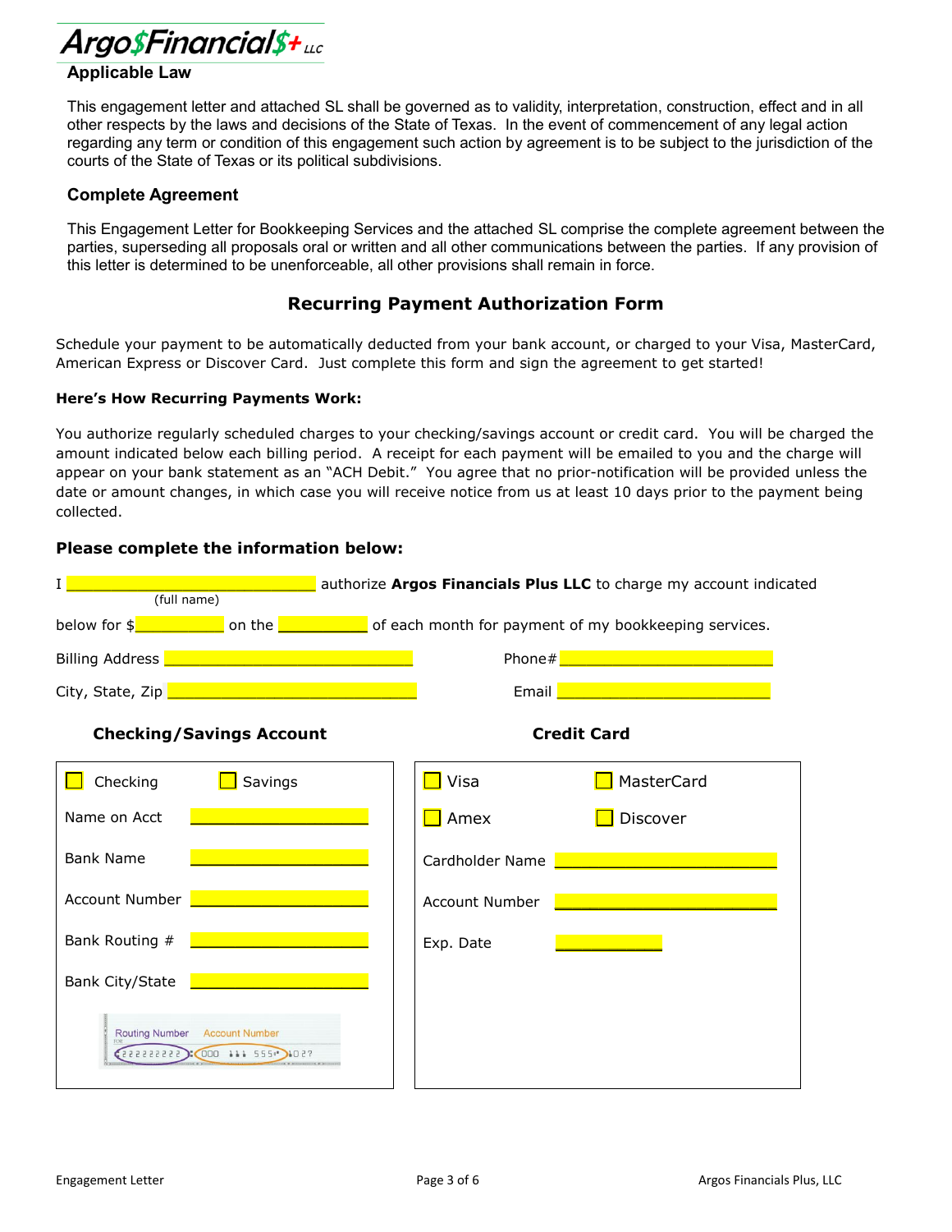## Applicable Law

This engagement letter and attached SL shall be governed as to validity, interpretation, construction, effect and in all other respects by the laws and decisions of the State of Texas. In the event of commencement of any legal action regarding any term or condition of this engagement such action by agreement is to be subject to the jurisdiction of the courts of the State of Texas or its political subdivisions.

## Complete Agreement

This Engagement Letter for Bookkeeping Services and the attached SL comprise the complete agreement between the parties, superseding all proposals oral or written and all other communications between the parties. If any provision of this letter is determined to be unenforceable, all other provisions shall remain in force.

# Recurring Payment Authorization Form

Schedule your payment to be automatically deducted from your bank account, or charged to your Visa, MasterCard, American Express or Discover Card. Just complete this form and sign the agreement to get started!

**Here's How Recurring Payments Work:**

You authorize regularly scheduled charges to your checking/savings account or credit card. You will be charged the amount indicated below each billing period. A receipt for each payment will be emailed to you and the charge will appear on your bank statement as an "ACH Debit." You agree that no prior-notification will be provided unless the date or amount changes, in which case you will receive notice from us at least 10 days prior to the payment being collected.

### Please complete the information below:

I ______________________________ authorize **Argos Financials Plus LLC** to charge my account indicated
(full name)

below for $__________ on the __________ of each month for payment of my bookkeeping services.

Billing Address ______________________________ Phone# ______________________________

City, State, Zip ______________________________ Email ______________________________

| Checking/Savings Account | | Credit Card | |
|---|---|---|---|
| ☐ Checking | ☐ Savings | ☐ Visa | ☐ MasterCard |
| | | ☐ Amex | ☐ Discover |
| Name on Acct | ____________________ | Cardholder Name | ____________________ |
| Bank Name | ____________________ | Account Number | ____________________ |
| Account Number | ____________________ | Exp. Date | __________ |
| Bank Routing # | ____________________ | | |
| Bank City/State | ____________________ | | |

Routing Number | Account Number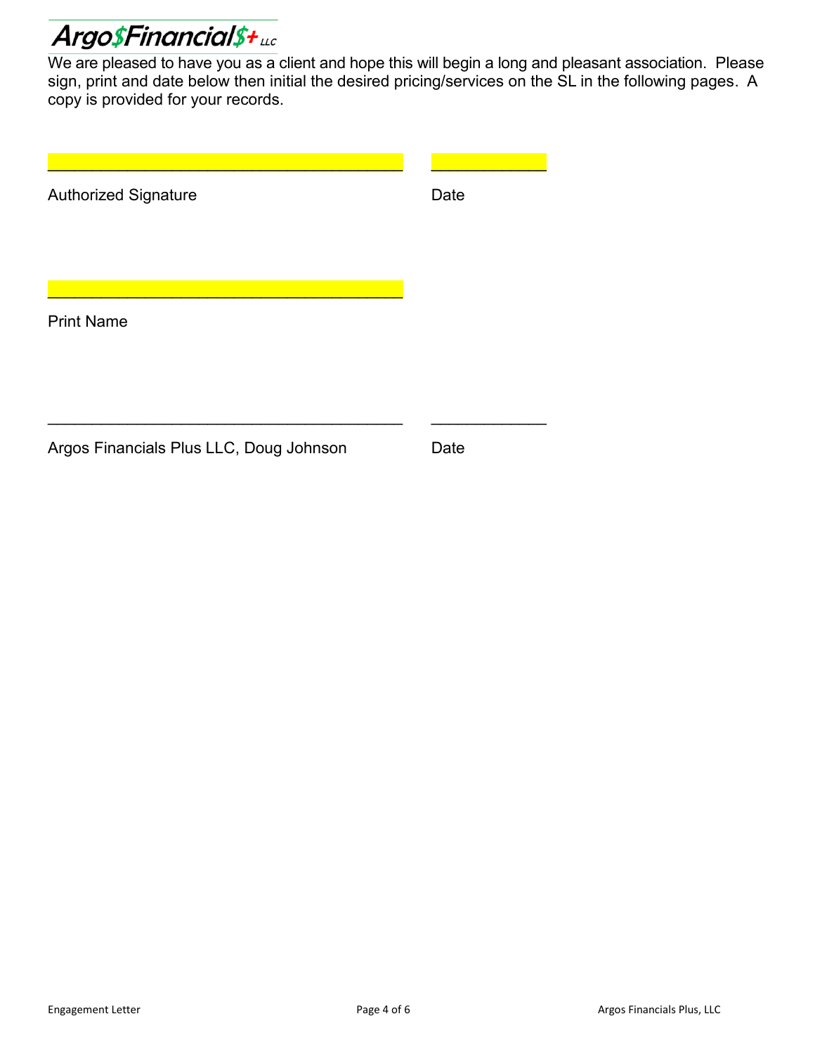Argo$Financial$+ LLC

We are pleased to have you as a client and hope this will begin a long and pleasant association. Please sign, print and date below then initial the desired pricing/services on the SL in the following pages. A copy is provided for your records.

\_\_\_\_\_\_\_\_\_\_\_\_\_\_\_\_\_\_\_\_\_\_\_\_\_\_\_\_\_\_\_\_\_\_\_\_\_\_\_\_ \_\_\_\_\_\_\_\_\_\_\_\_\_

Authorized Signature Date

\_\_\_\_\_\_\_\_\_\_\_\_\_\_\_\_\_\_\_\_\_\_\_\_\_\_\_\_\_\_\_\_\_\_\_\_\_\_\_\_

Print Name

\_\_\_\_\_\_\_\_\_\_\_\_\_\_\_\_\_\_\_\_\_\_\_\_\_\_\_\_\_\_\_\_\_\_\_\_\_\_\_\_ \_\_\_\_\_\_\_\_\_\_\_\_\_

Argos Financials Plus LLC, Doug Johnson Date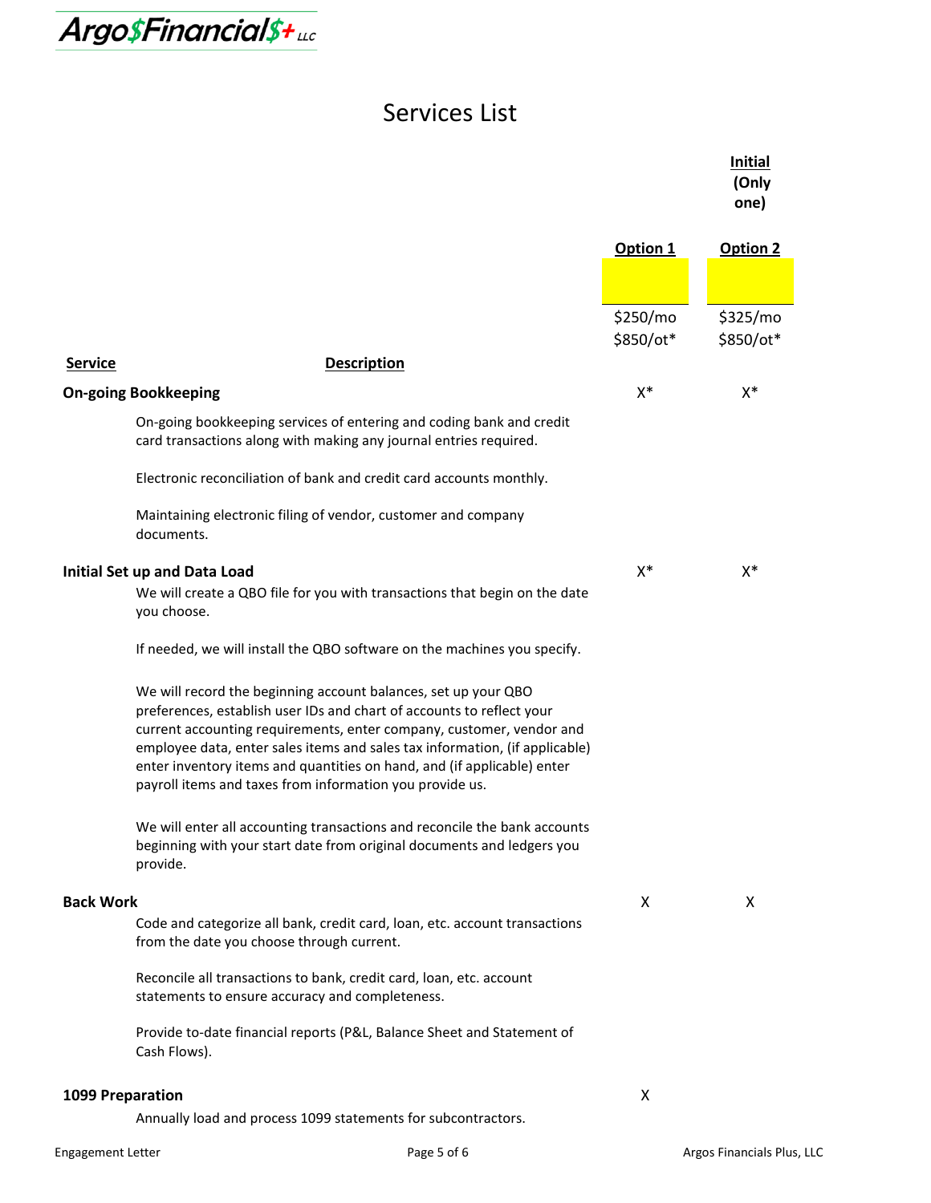Argo$Financial$+ LLC

# Services List

| Service | Description | Option 1 | Option 2 |
|---|---|---|---|
| | | | Initial (Only one) |
| | | $250/mo $850/ot* | $325/mo $850/ot* |
| **On-going Bookkeeping** | | X* | X* |
| | On-going bookkeeping services of entering and coding bank and credit card transactions along with making any journal entries required. | | |
| | Electronic reconciliation of bank and credit card accounts monthly. | | |
| | Maintaining electronic filing of vendor, customer and company documents. | | |
| **Initial Set up and Data Load** | | X* | X* |
| | We will create a QBO file for you with transactions that begin on the date you choose. | | |
| | If needed, we will install the QBO software on the machines you specify. | | |
| | We will record the beginning account balances, set up your QBO preferences, establish user IDs and chart of accounts to reflect your current accounting requirements, enter company, customer, vendor and employee data, enter sales items and sales tax information, (if applicable) enter inventory items and quantities on hand, and (if applicable) enter payroll items and taxes from information you provide us. | | |
| | We will enter all accounting transactions and reconcile the bank accounts beginning with your start date from original documents and ledgers you provide. | | |
| **Back Work** | | X | X |
| | Code and categorize all bank, credit card, loan, etc. account transactions from the date you choose through current. | | |
| | Reconcile all transactions to bank, credit card, loan, etc. account statements to ensure accuracy and completeness. | | |
| | Provide to-date financial reports (P&L, Balance Sheet and Statement of Cash Flows). | | |
| **1099 Preparation** | | X | |
| | Annually load and process 1099 statements for subcontractors. | | |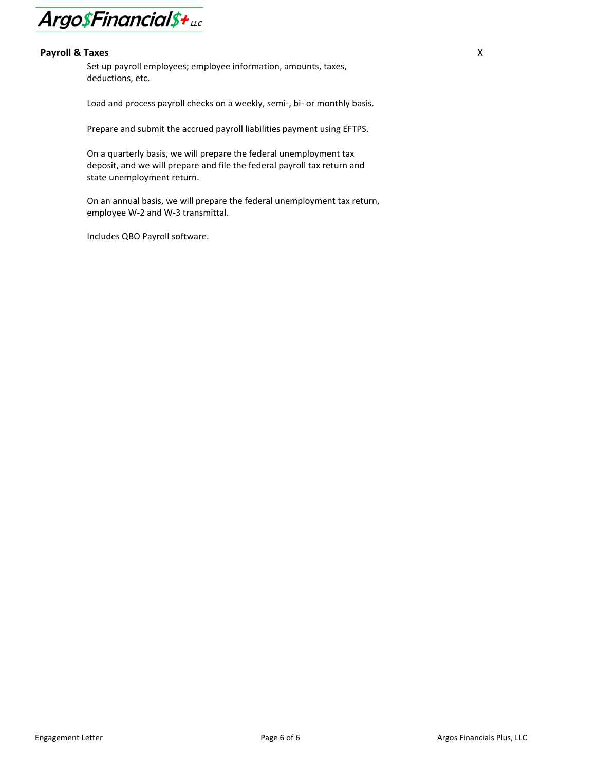**Payroll & Taxes** X

Set up payroll employees; employee information, amounts, taxes, deductions, etc.

Load and process payroll checks on a weekly, semi-, bi- or monthly basis.

Prepare and submit the accrued payroll liabilities payment using EFTPS.

On a quarterly basis, we will prepare the federal unemployment tax deposit, and we will prepare and file the federal payroll tax return and state unemployment return.

On an annual basis, we will prepare the federal unemployment tax return, employee W-2 and W-3 transmittal.

Includes QBO Payroll software.